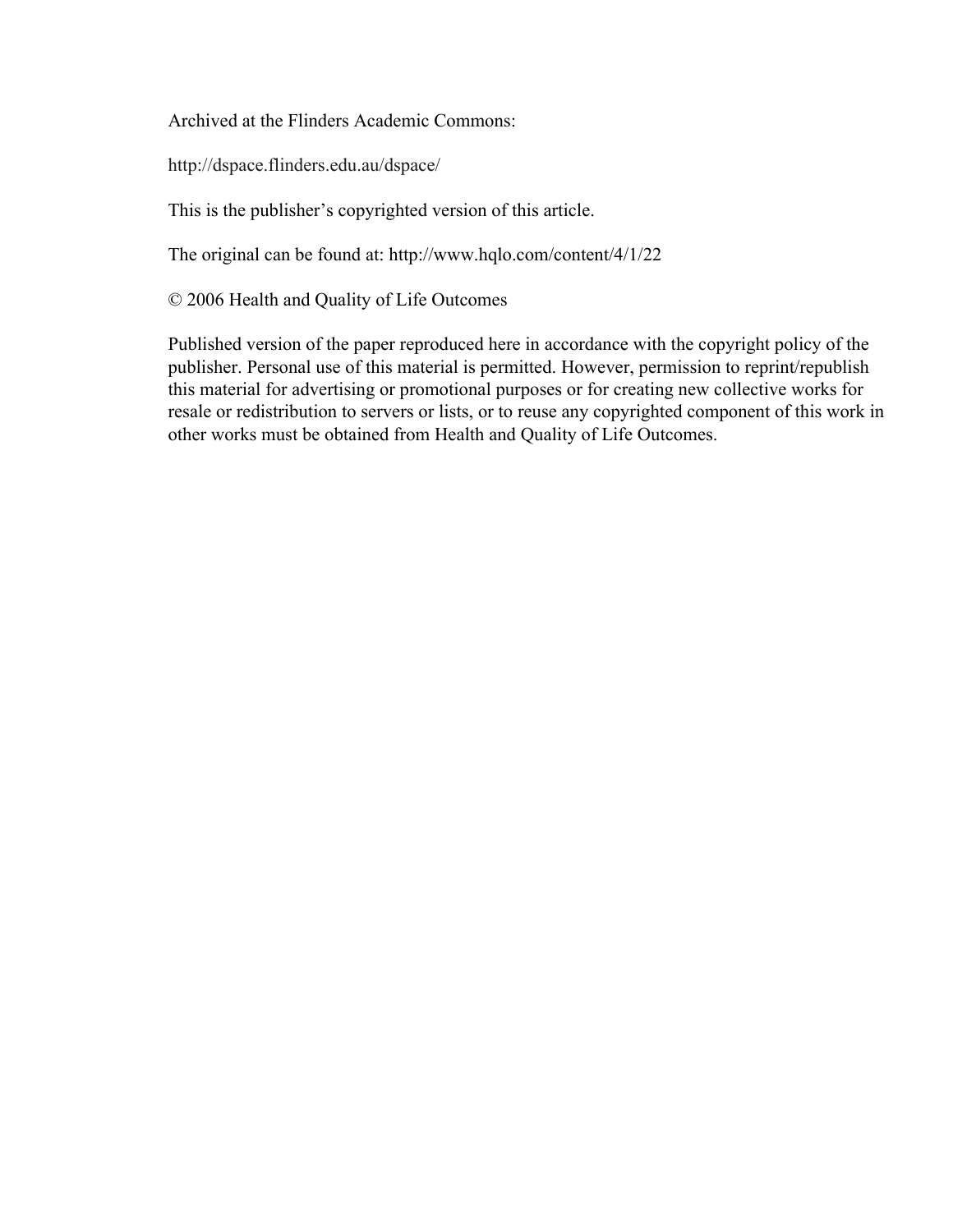Archived at the Flinders Academic Commons:

http://dspace.flinders.edu.au/dspace/

This is the publisher's copyrighted version of this article.

The original can be found at: http://www.hqlo.com/content/4/1/22

© 2006 Health and Quality of Life Outcomes

Published version of the paper reproduced here in accordance with the copyright policy of the publisher. Personal use of this material is permitted. However, permission to reprint/republish this material for advertising or promotional purposes or for creating new collective works for resale or redistribution to servers or lists, or to reuse any copyrighted component of this work in other works must be obtained from Health and Quality of Life Outcomes.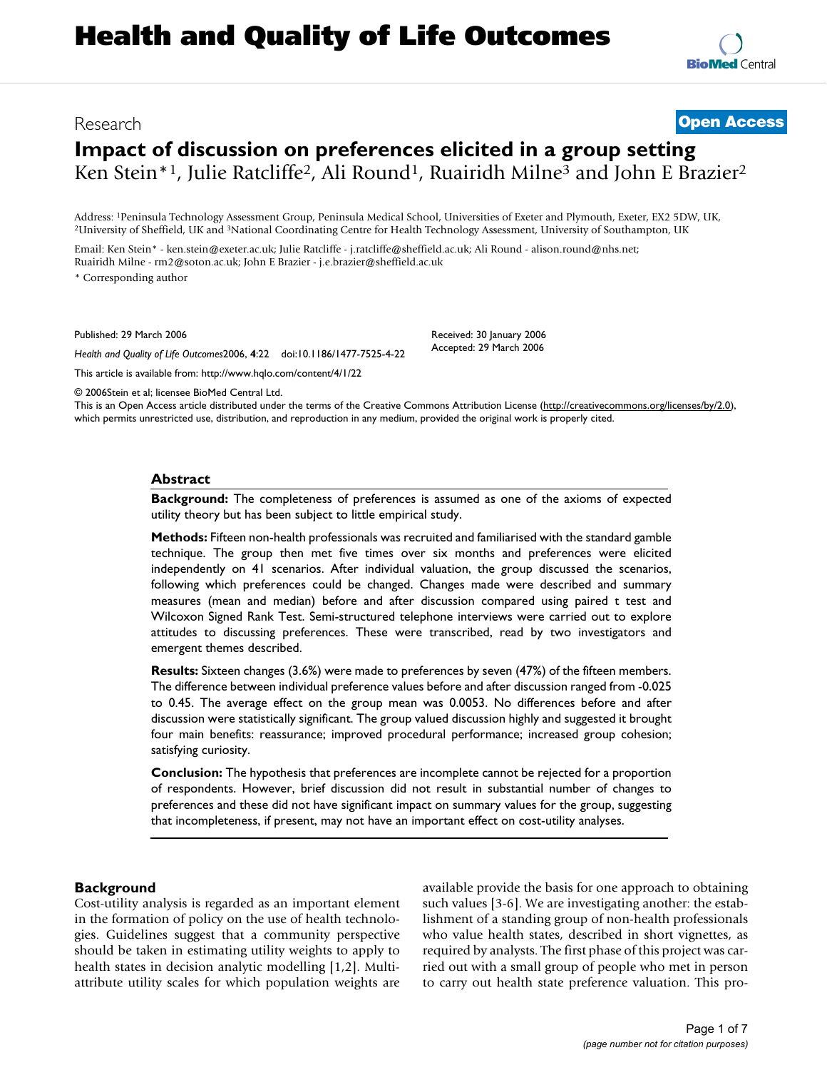# Health and Quality of Life Outcomes

Research

**Open Access**

# Impact of discussion on preferences elicited in a group setting

Ken Stein*[1], Julie Ratcliffe[2], Ali Round[1], Ruairidh Milne[3] and John E Brazier[2]

Address: [1]Peninsula Technology Assessment Group, Peninsula Medical School, Universities of Exeter and Plymouth, Exeter, EX2 5DW, UK, [2]University of Sheffield, UK and [3]National Coordinating Centre for Health Technology Assessment, University of Southampton, UK

Email: Ken Stein* - ken.stein@exeter.ac.uk; Julie Ratcliffe - j.ratcliffe@sheffield.ac.uk; Ali Round - alison.round@nhs.net; Ruairidh Milne - rm2@soton.ac.uk; John E Brazier - j.e.brazier@sheffield.ac.uk

\* Corresponding author

Published: 29 March 2006

*Health and Quality of Life Outcomes*2006, **4**:22 doi:10.1186/1477-7525-4-22

Received: 30 January 2006
Accepted: 29 March 2006

This article is available from: http://www.hqlo.com/content/4/1/22

© 2006Stein et al; licensee BioMed Central Ltd.
This is an Open Access article distributed under the terms of the Creative Commons Attribution License (http://creativecommons.org/licenses/by/2.0), which permits unrestricted use, distribution, and reproduction in any medium, provided the original work is properly cited.

## Abstract

**Background:** The completeness of preferences is assumed as one of the axioms of expected utility theory but has been subject to little empirical study.

**Methods:** Fifteen non-health professionals was recruited and familiarised with the standard gamble technique. The group then met five times over six months and preferences were elicited independently on 41 scenarios. After individual valuation, the group discussed the scenarios, following which preferences could be changed. Changes made were described and summary measures (mean and median) before and after discussion compared using paired t test and Wilcoxon Signed Rank Test. Semi-structured telephone interviews were carried out to explore attitudes to discussing preferences. These were transcribed, read by two investigators and emergent themes described.

**Results:** Sixteen changes (3.6%) were made to preferences by seven (47%) of the fifteen members. The difference between individual preference values before and after discussion ranged from -0.025 to 0.45. The average effect on the group mean was 0.0053. No differences before and after discussion were statistically significant. The group valued discussion highly and suggested it brought four main benefits: reassurance; improved procedural performance; increased group cohesion; satisfying curiosity.

**Conclusion:** The hypothesis that preferences are incomplete cannot be rejected for a proportion of respondents. However, brief discussion did not result in substantial number of changes to preferences and these did not have significant impact on summary values for the group, suggesting that incompleteness, if present, may not have an important effect on cost-utility analyses.

## Background

Cost-utility analysis is regarded as an important element in the formation of policy on the use of health technologies. Guidelines suggest that a community perspective should be taken in estimating utility weights to apply to health states in decision analytic modelling [1,2]. Multi-attribute utility scales for which population weights are available provide the basis for one approach to obtaining such values [3-6]. We are investigating another: the establishment of a standing group of non-health professionals who value health states, described in short vignettes, as required by analysts. The first phase of this project was carried out with a small group of people who met in person to carry out health state preference valuation. This pro-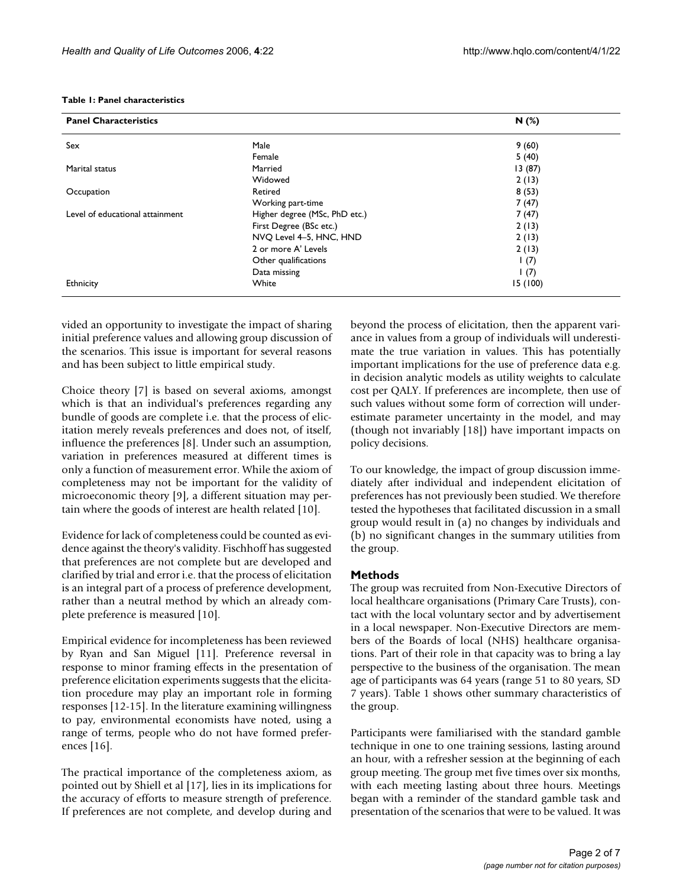**Table 1: Panel characteristics**

| Panel Characteristics | | N (%) |
|---|---|---|
| Sex | Male | 9 (60) |
| | Female | 5 (40) |
| Marital status | Married | 13 (87) |
| | Widowed | 2 (13) |
| Occupation | Retired | 8 (53) |
| | Working part-time | 7 (47) |
| Level of educational attainment | Higher degree (MSc, PhD etc.) | 7 (47) |
| | First Degree (BSc etc.) | 2 (13) |
| | NVQ Level 4–5, HNC, HND | 2 (13) |
| | 2 or more A' Levels | 2 (13) |
| | Other qualifications | 1 (7) |
| | Data missing | 1 (7) |
| Ethnicity | White | 15 (100) |

vided an opportunity to investigate the impact of sharing initial preference values and allowing group discussion of the scenarios. This issue is important for several reasons and has been subject to little empirical study.

Choice theory [7] is based on several axioms, amongst which is that an individual's preferences regarding any bundle of goods are complete i.e. that the process of elicitation merely reveals preferences and does not, of itself, influence the preferences [8]. Under such an assumption, variation in preferences measured at different times is only a function of measurement error. While the axiom of completeness may not be important for the validity of microeconomic theory [9], a different situation may pertain where the goods of interest are health related [10].

Evidence for lack of completeness could be counted as evidence against the theory's validity. Fischhoff has suggested that preferences are not complete but are developed and clarified by trial and error i.e. that the process of elicitation is an integral part of a process of preference development, rather than a neutral method by which an already complete preference is measured [10].

Empirical evidence for incompleteness has been reviewed by Ryan and San Miguel [11]. Preference reversal in response to minor framing effects in the presentation of preference elicitation experiments suggests that the elicitation procedure may play an important role in forming responses [12-15]. In the literature examining willingness to pay, environmental economists have noted, using a range of terms, people who do not have formed preferences [16].

The practical importance of the completeness axiom, as pointed out by Shiell et al [17], lies in its implications for the accuracy of efforts to measure strength of preference. If preferences are not complete, and develop during and beyond the process of elicitation, then the apparent variance in values from a group of individuals will underestimate the true variation in values. This has potentially important implications for the use of preference data e.g. in decision analytic models as utility weights to calculate cost per QALY. If preferences are incomplete, then use of such values without some form of correction will underestimate parameter uncertainty in the model, and may (though not invariably [18]) have important impacts on policy decisions.

To our knowledge, the impact of group discussion immediately after individual and independent elicitation of preferences has not previously been studied. We therefore tested the hypotheses that facilitated discussion in a small group would result in (a) no changes by individuals and (b) no significant changes in the summary utilities from the group.

## Methods

The group was recruited from Non-Executive Directors of local healthcare organisations (Primary Care Trusts), contact with the local voluntary sector and by advertisement in a local newspaper. Non-Executive Directors are members of the Boards of local (NHS) healthcare organisations. Part of their role in that capacity was to bring a lay perspective to the business of the organisation. The mean age of participants was 64 years (range 51 to 80 years, SD 7 years). Table 1 shows other summary characteristics of the group.

Participants were familiarised with the standard gamble technique in one to one training sessions, lasting around an hour, with a refresher session at the beginning of each group meeting. The group met five times over six months, with each meeting lasting about three hours. Meetings began with a reminder of the standard gamble task and presentation of the scenarios that were to be valued. It was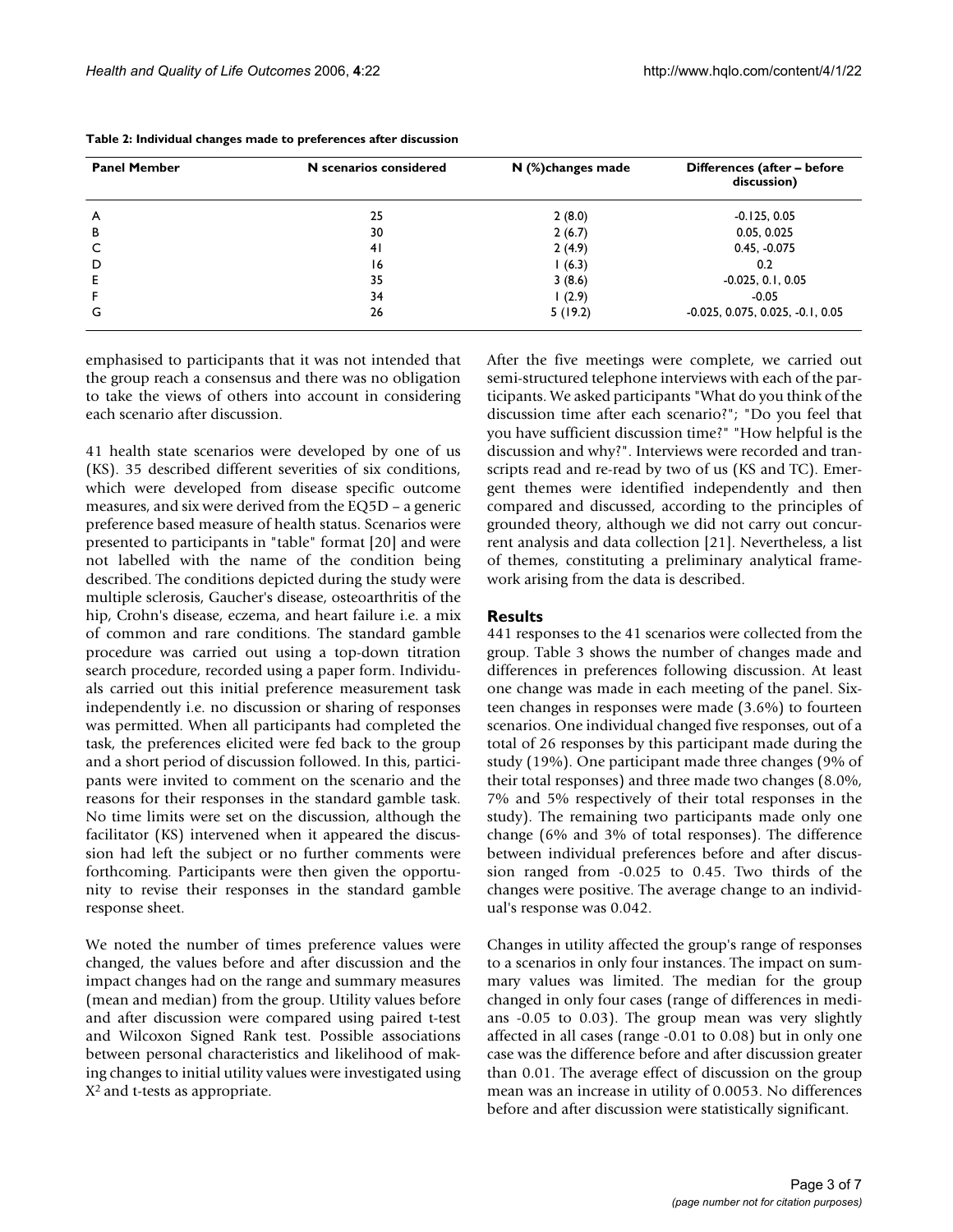**Table 2: Individual changes made to preferences after discussion**

| Panel Member | N scenarios considered | N (%)changes made | Differences (after – before discussion) |
|---|---|---|---|
| A | 25 | 2 (8.0) | -0.125, 0.05 |
| B | 30 | 2 (6.7) | 0.05, 0.025 |
| C | 41 | 2 (4.9) | 0.45, -0.075 |
| D | 16 | 1 (6.3) | 0.2 |
| E | 35 | 3 (8.6) | -0.025, 0.1, 0.05 |
| F | 34 | 1 (2.9) | -0.05 |
| G | 26 | 5 (19.2) | -0.025, 0.075, 0.025, -0.1, 0.05 |

emphasised to participants that it was not intended that the group reach a consensus and there was no obligation to take the views of others into account in considering each scenario after discussion.

41 health state scenarios were developed by one of us (KS). 35 described different severities of six conditions, which were developed from disease specific outcome measures, and six were derived from the EQ5D – a generic preference based measure of health status. Scenarios were presented to participants in "table" format [20] and were not labelled with the name of the condition being described. The conditions depicted during the study were multiple sclerosis, Gaucher's disease, osteoarthritis of the hip, Crohn's disease, eczema, and heart failure i.e. a mix of common and rare conditions. The standard gamble procedure was carried out using a top-down titration search procedure, recorded using a paper form. Individuals carried out this initial preference measurement task independently i.e. no discussion or sharing of responses was permitted. When all participants had completed the task, the preferences elicited were fed back to the group and a short period of discussion followed. In this, participants were invited to comment on the scenario and the reasons for their responses in the standard gamble task. No time limits were set on the discussion, although the facilitator (KS) intervened when it appeared the discussion had left the subject or no further comments were forthcoming. Participants were then given the opportunity to revise their responses in the standard gamble response sheet.

We noted the number of times preference values were changed, the values before and after discussion and the impact changes had on the range and summary measures (mean and median) from the group. Utility values before and after discussion were compared using paired t-test and Wilcoxon Signed Rank test. Possible associations between personal characteristics and likelihood of making changes to initial utility values were investigated using $X^2$ and t-tests as appropriate.

After the five meetings were complete, we carried out semi-structured telephone interviews with each of the participants. We asked participants "What do you think of the discussion time after each scenario?"; "Do you feel that you have sufficient discussion time?" "How helpful is the discussion and why?". Interviews were recorded and transcripts read and re-read by two of us (KS and TC). Emergent themes were identified independently and then compared and discussed, according to the principles of grounded theory, although we did not carry out concurrent analysis and data collection [21]. Nevertheless, a list of themes, constituting a preliminary analytical framework arising from the data is described.

## Results

441 responses to the 41 scenarios were collected from the group. Table 3 shows the number of changes made and differences in preferences following discussion. At least one change was made in each meeting of the panel. Sixteen changes in responses were made (3.6%) to fourteen scenarios. One individual changed five responses, out of a total of 26 responses by this participant made during the study (19%). One participant made three changes (9% of their total responses) and three made two changes (8.0%, 7% and 5% respectively of their total responses in the study). The remaining two participants made only one change (6% and 3% of total responses). The difference between individual preferences before and after discussion ranged from -0.025 to 0.45. Two thirds of the changes were positive. The average change to an individual's response was 0.042.

Changes in utility affected the group's range of responses to a scenarios in only four instances. The impact on summary values was limited. The median for the group changed in only four cases (range of differences in medians -0.05 to 0.03). The group mean was very slightly affected in all cases (range -0.01 to 0.08) but in only one case was the difference before and after discussion greater than 0.01. The average effect of discussion on the group mean was an increase in utility of 0.0053. No differences before and after discussion were statistically significant.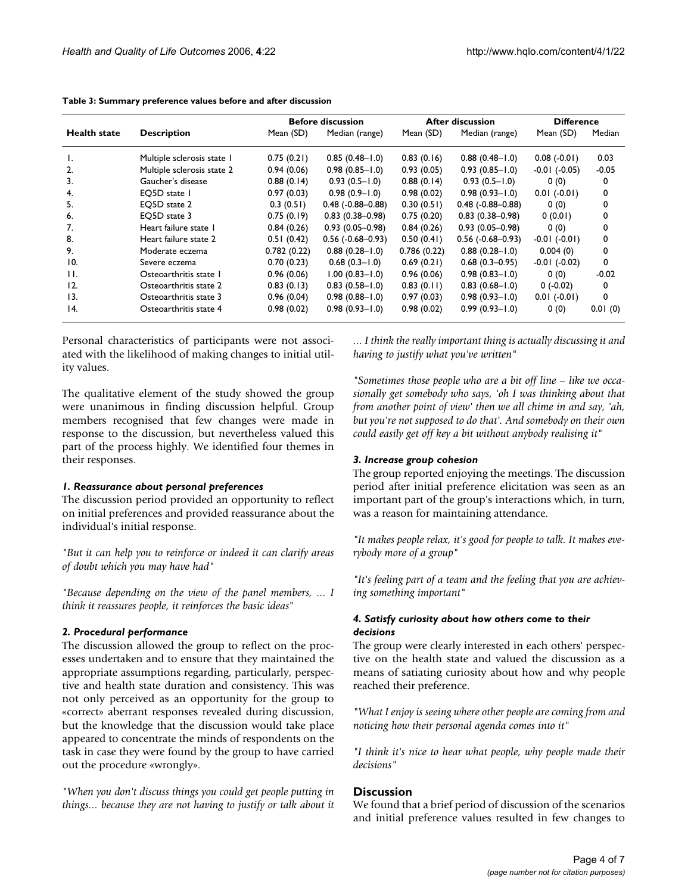**Table 3: Summary preference values before and after discussion**

| Health state | Description | Before discussion | | After discussion | | Difference | |
|---|---|---|---|---|---|---|---|
| | | Mean (SD) | Median (range) | Mean (SD) | Median (range) | Mean (SD) | Median |
| 1. | Multiple sclerosis state 1 | 0.75 (0.21) | 0.85 (0.48–1.0) | 0.83 (0.16) | 0.88 (0.48–1.0) | 0.08 (-0.01) | 0.03 |
| 2. | Multiple sclerosis state 2 | 0.94 (0.06) | 0.98 (0.85–1.0) | 0.93 (0.05) | 0.93 (0.85–1.0) | -0.01 (-0.05) | -0.05 |
| 3. | Gaucher's disease | 0.88 (0.14) | 0.93 (0.5–1.0) | 0.88 (0.14) | 0.93 (0.5–1.0) | 0 (0) | 0 |
| 4. | EQ5D state 1 | 0.97 (0.03) | 0.98 (0.9–1.0) | 0.98 (0.02) | 0.98 (0.93–1.0) | 0.01 (-0.01) | 0 |
| 5. | EQ5D state 2 | 0.3 (0.51) | 0.48 (-0.88–0.88) | 0.30 (0.51) | 0.48 (-0.88–0.88) | 0 (0) | 0 |
| 6. | EQ5D state 3 | 0.75 (0.19) | 0.83 (0.38–0.98) | 0.75 (0.20) | 0.83 (0.38–0.98) | 0 (0.01) | 0 |
| 7. | Heart failure state 1 | 0.84 (0.26) | 0.93 (0.05–0.98) | 0.84 (0.26) | 0.93 (0.05–0.98) | 0 (0) | 0 |
| 8. | Heart failure state 2 | 0.51 (0.42) | 0.56 (-0.68–0.93) | 0.50 (0.41) | 0.56 (-0.68–0.93) | -0.01 (-0.01) | 0 |
| 9. | Moderate eczema | 0.782 (0.22) | 0.88 (0.28–1.0) | 0.786 (0.22) | 0.88 (0.28–1.0) | 0.004 (0) | 0 |
| 10. | Severe eczema | 0.70 (0.23) | 0.68 (0.3–1.0) | 0.69 (0.21) | 0.68 (0.3–0.95) | -0.01 (-0.02) | 0 |
| 11. | Osteoarthritis state 1 | 0.96 (0.06) | 1.00 (0.83–1.0) | 0.96 (0.06) | 0.98 (0.83–1.0) | 0 (0) | -0.02 |
| 12. | Osteoarthritis state 2 | 0.83 (0.13) | 0.83 (0.58–1.0) | 0.83 (0.11) | 0.83 (0.68–1.0) | 0 (-0.02) | 0 |
| 13. | Osteoarthritis state 3 | 0.96 (0.04) | 0.98 (0.88–1.0) | 0.97 (0.03) | 0.98 (0.93–1.0) | 0.01 (-0.01) | 0 |
| 14. | Osteoarthritis state 4 | 0.98 (0.02) | 0.98 (0.93–1.0) | 0.98 (0.02) | 0.99 (0.93–1.0) | 0 (0) | 0.01 (0) |

Personal characteristics of participants were not associated with the likelihood of making changes to initial utility values.

The qualitative element of the study showed the group were unanimous in finding discussion helpful. Group members recognised that few changes were made in response to the discussion, but nevertheless valued this part of the process highly. We identified four themes in their responses.

### *1. Reassurance about personal preferences*

The discussion period provided an opportunity to reflect on initial preferences and provided reassurance about the individual's initial response.

*"But it can help you to reinforce or indeed it can clarify areas of doubt which you may have had"*

*"Because depending on the view of the panel members, ... I think it reassures people, it reinforces the basic ideas"*

### *2. Procedural performance*

The discussion allowed the group to reflect on the processes undertaken and to ensure that they maintained the appropriate assumptions regarding, particularly, perspective and health state duration and consistency. This was not only perceived as an opportunity for the group to «correct» aberrant responses revealed during discussion, but the knowledge that the discussion would take place appeared to concentrate the minds of respondents on the task in case they were found by the group to have carried out the procedure «wrongly».

*"When you don't discuss things you could get people putting in things... because they are not having to justify or talk about it ... I think the really important thing is actually discussing it and having to justify what you've written"*

*"Sometimes those people who are a bit off line – like we occasionally get somebody who says, 'oh I was thinking about that from another point of view' then we all chime in and say, 'ah, but you're not supposed to do that'. And somebody on their own could easily get off key a bit without anybody realising it"*

### *3. Increase group cohesion*

The group reported enjoying the meetings. The discussion period after initial preference elicitation was seen as an important part of the group's interactions which, in turn, was a reason for maintaining attendance.

*"It makes people relax, it's good for people to talk. It makes everybody more of a group"*

*"It's feeling part of a team and the feeling that you are achieving something important"*

### *4. Satisfy curiosity about how others come to their decisions*

The group were clearly interested in each others' perspective on the health state and valued the discussion as a means of satiating curiosity about how and why people reached their preference.

*"What I enjoy is seeing where other people are coming from and noticing how their personal agenda comes into it"*

*"I think it's nice to hear what people, why people made their decisions"*

## Discussion

We found that a brief period of discussion of the scenarios and initial preference values resulted in few changes to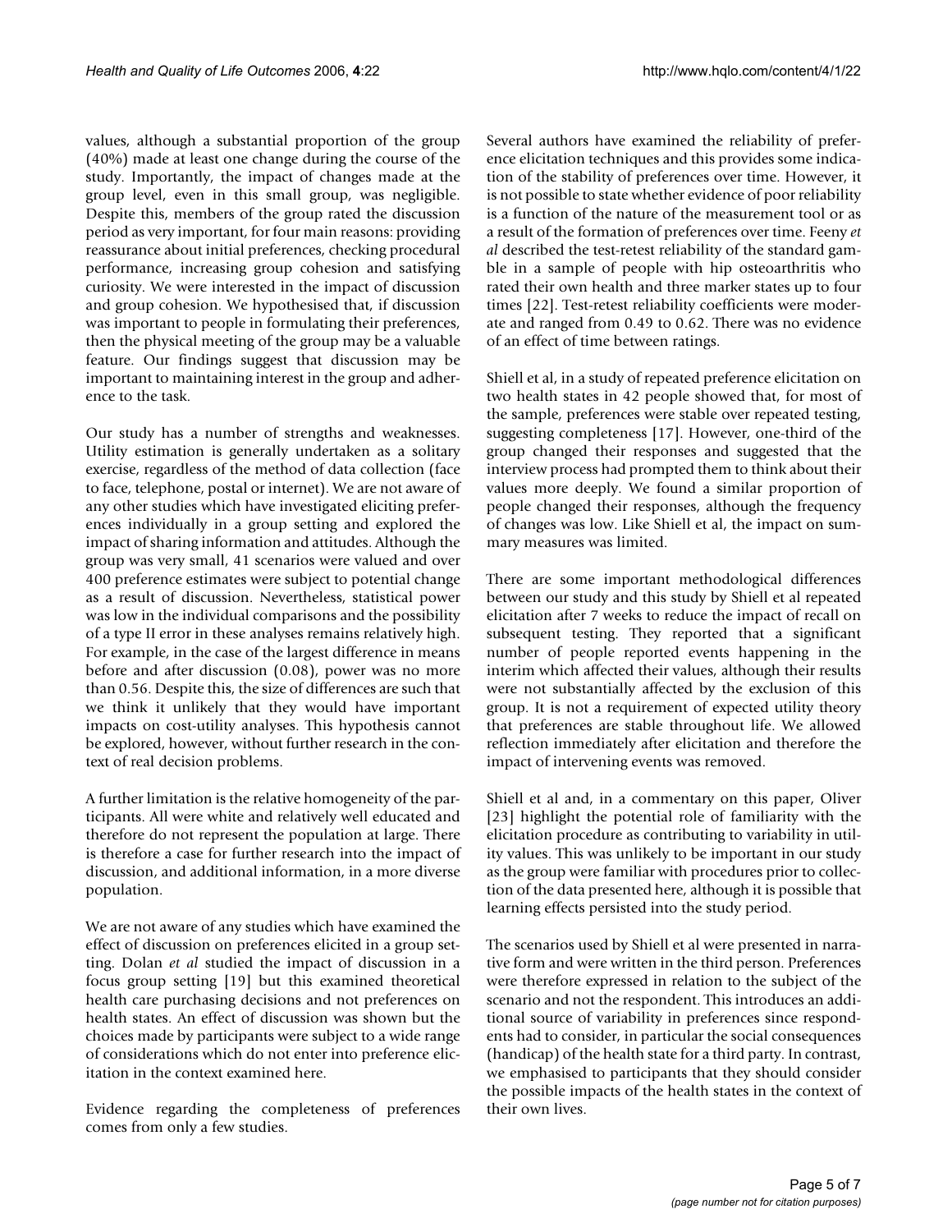values, although a substantial proportion of the group (40%) made at least one change during the course of the study. Importantly, the impact of changes made at the group level, even in this small group, was negligible. Despite this, members of the group rated the discussion period as very important, for four main reasons: providing reassurance about initial preferences, checking procedural performance, increasing group cohesion and satisfying curiosity. We were interested in the impact of discussion and group cohesion. We hypothesised that, if discussion was important to people in formulating their preferences, then the physical meeting of the group may be a valuable feature. Our findings suggest that discussion may be important to maintaining interest in the group and adherence to the task.

Our study has a number of strengths and weaknesses. Utility estimation is generally undertaken as a solitary exercise, regardless of the method of data collection (face to face, telephone, postal or internet). We are not aware of any other studies which have investigated eliciting preferences individually in a group setting and explored the impact of sharing information and attitudes. Although the group was very small, 41 scenarios were valued and over 400 preference estimates were subject to potential change as a result of discussion. Nevertheless, statistical power was low in the individual comparisons and the possibility of a type II error in these analyses remains relatively high. For example, in the case of the largest difference in means before and after discussion (0.08), power was no more than 0.56. Despite this, the size of differences are such that we think it unlikely that they would have important impacts on cost-utility analyses. This hypothesis cannot be explored, however, without further research in the context of real decision problems.

A further limitation is the relative homogeneity of the participants. All were white and relatively well educated and therefore do not represent the population at large. There is therefore a case for further research into the impact of discussion, and additional information, in a more diverse population.

We are not aware of any studies which have examined the effect of discussion on preferences elicited in a group setting. Dolan *et al* studied the impact of discussion in a focus group setting [19] but this examined theoretical health care purchasing decisions and not preferences on health states. An effect of discussion was shown but the choices made by participants were subject to a wide range of considerations which do not enter into preference elicitation in the context examined here.

Evidence regarding the completeness of preferences comes from only a few studies.

Several authors have examined the reliability of preference elicitation techniques and this provides some indication of the stability of preferences over time. However, it is not possible to state whether evidence of poor reliability is a function of the nature of the measurement tool or as a result of the formation of preferences over time. Feeny *et al* described the test-retest reliability of the standard gamble in a sample of people with hip osteoarthritis who rated their own health and three marker states up to four times [22]. Test-retest reliability coefficients were moderate and ranged from 0.49 to 0.62. There was no evidence of an effect of time between ratings.

Shiell et al, in a study of repeated preference elicitation on two health states in 42 people showed that, for most of the sample, preferences were stable over repeated testing, suggesting completeness [17]. However, one-third of the group changed their responses and suggested that the interview process had prompted them to think about their values more deeply. We found a similar proportion of people changed their responses, although the frequency of changes was low. Like Shiell et al, the impact on summary measures was limited.

There are some important methodological differences between our study and this study by Shiell et al repeated elicitation after 7 weeks to reduce the impact of recall on subsequent testing. They reported that a significant number of people reported events happening in the interim which affected their values, although their results were not substantially affected by the exclusion of this group. It is not a requirement of expected utility theory that preferences are stable throughout life. We allowed reflection immediately after elicitation and therefore the impact of intervening events was removed.

Shiell et al and, in a commentary on this paper, Oliver [23] highlight the potential role of familiarity with the elicitation procedure as contributing to variability in utility values. This was unlikely to be important in our study as the group were familiar with procedures prior to collection of the data presented here, although it is possible that learning effects persisted into the study period.

The scenarios used by Shiell et al were presented in narrative form and were written in the third person. Preferences were therefore expressed in relation to the subject of the scenario and not the respondent. This introduces an additional source of variability in preferences since respondents had to consider, in particular the social consequences (handicap) of the health state for a third party. In contrast, we emphasised to participants that they should consider the possible impacts of the health states in the context of their own lives.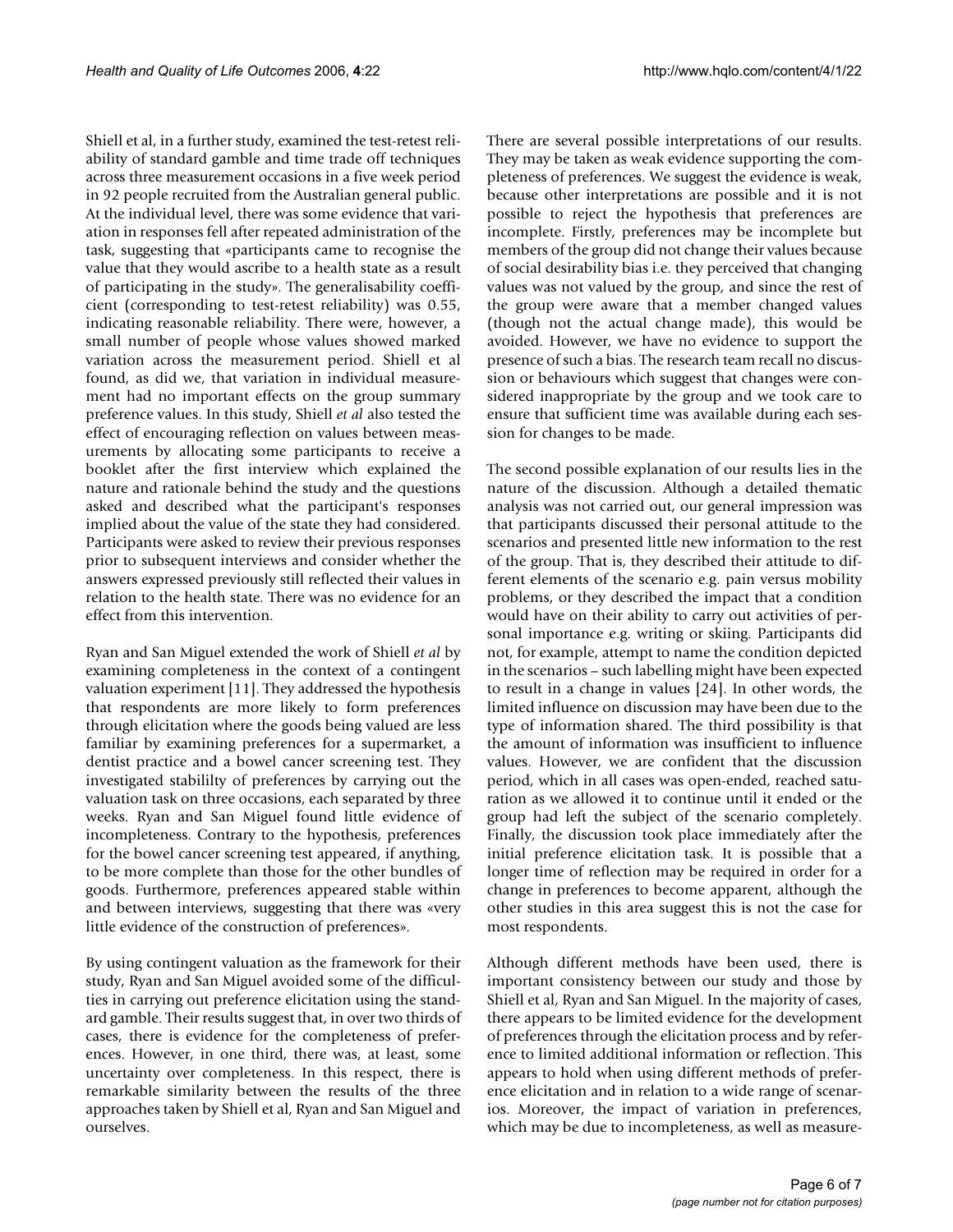Shiell et al, in a further study, examined the test-retest reliability of standard gamble and time trade off techniques across three measurement occasions in a five week period in 92 people recruited from the Australian general public. At the individual level, there was some evidence that variation in responses fell after repeated administration of the task, suggesting that «participants came to recognise the value that they would ascribe to a health state as a result of participating in the study». The generalisability coefficient (corresponding to test-retest reliability) was 0.55, indicating reasonable reliability. There were, however, a small number of people whose values showed marked variation across the measurement period. Shiell et al found, as did we, that variation in individual measurement had no important effects on the group summary preference values. In this study, Shiell *et al* also tested the effect of encouraging reflection on values between measurements by allocating some participants to receive a booklet after the first interview which explained the nature and rationale behind the study and the questions asked and described what the participant's responses implied about the value of the state they had considered. Participants were asked to review their previous responses prior to subsequent interviews and consider whether the answers expressed previously still reflected their values in relation to the health state. There was no evidence for an effect from this intervention.

Ryan and San Miguel extended the work of Shiell *et al* by examining completeness in the context of a contingent valuation experiment [11]. They addressed the hypothesis that respondents are more likely to form preferences through elicitation where the goods being valued are less familiar by examining preferences for a supermarket, a dentist practice and a bowel cancer screening test. They investigated stabililty of preferences by carrying out the valuation task on three occasions, each separated by three weeks. Ryan and San Miguel found little evidence of incompleteness. Contrary to the hypothesis, preferences for the bowel cancer screening test appeared, if anything, to be more complete than those for the other bundles of goods. Furthermore, preferences appeared stable within and between interviews, suggesting that there was «very little evidence of the construction of preferences».

By using contingent valuation as the framework for their study, Ryan and San Miguel avoided some of the difficulties in carrying out preference elicitation using the standard gamble. Their results suggest that, in over two thirds of cases, there is evidence for the completeness of preferences. However, in one third, there was, at least, some uncertainty over completeness. In this respect, there is remarkable similarity between the results of the three approaches taken by Shiell et al, Ryan and San Miguel and ourselves.

There are several possible interpretations of our results. They may be taken as weak evidence supporting the completeness of preferences. We suggest the evidence is weak, because other interpretations are possible and it is not possible to reject the hypothesis that preferences are incomplete. Firstly, preferences may be incomplete but members of the group did not change their values because of social desirability bias i.e. they perceived that changing values was not valued by the group, and since the rest of the group were aware that a member changed values (though not the actual change made), this would be avoided. However, we have no evidence to support the presence of such a bias. The research team recall no discussion or behaviours which suggest that changes were considered inappropriate by the group and we took care to ensure that sufficient time was available during each session for changes to be made.

The second possible explanation of our results lies in the nature of the discussion. Although a detailed thematic analysis was not carried out, our general impression was that participants discussed their personal attitude to the scenarios and presented little new information to the rest of the group. That is, they described their attitude to different elements of the scenario e.g. pain versus mobility problems, or they described the impact that a condition would have on their ability to carry out activities of personal importance e.g. writing or skiing. Participants did not, for example, attempt to name the condition depicted in the scenarios – such labelling might have been expected to result in a change in values [24]. In other words, the limited influence on discussion may have been due to the type of information shared. The third possibility is that the amount of information was insufficient to influence values. However, we are confident that the discussion period, which in all cases was open-ended, reached saturation as we allowed it to continue until it ended or the group had left the subject of the scenario completely. Finally, the discussion took place immediately after the initial preference elicitation task. It is possible that a longer time of reflection may be required in order for a change in preferences to become apparent, although the other studies in this area suggest this is not the case for most respondents.

Although different methods have been used, there is important consistency between our study and those by Shiell et al, Ryan and San Miguel. In the majority of cases, there appears to be limited evidence for the development of preferences through the elicitation process and by reference to limited additional information or reflection. This appears to hold when using different methods of preference elicitation and in relation to a wide range of scenarios. Moreover, the impact of variation in preferences, which may be due to incompleteness, as well as measure-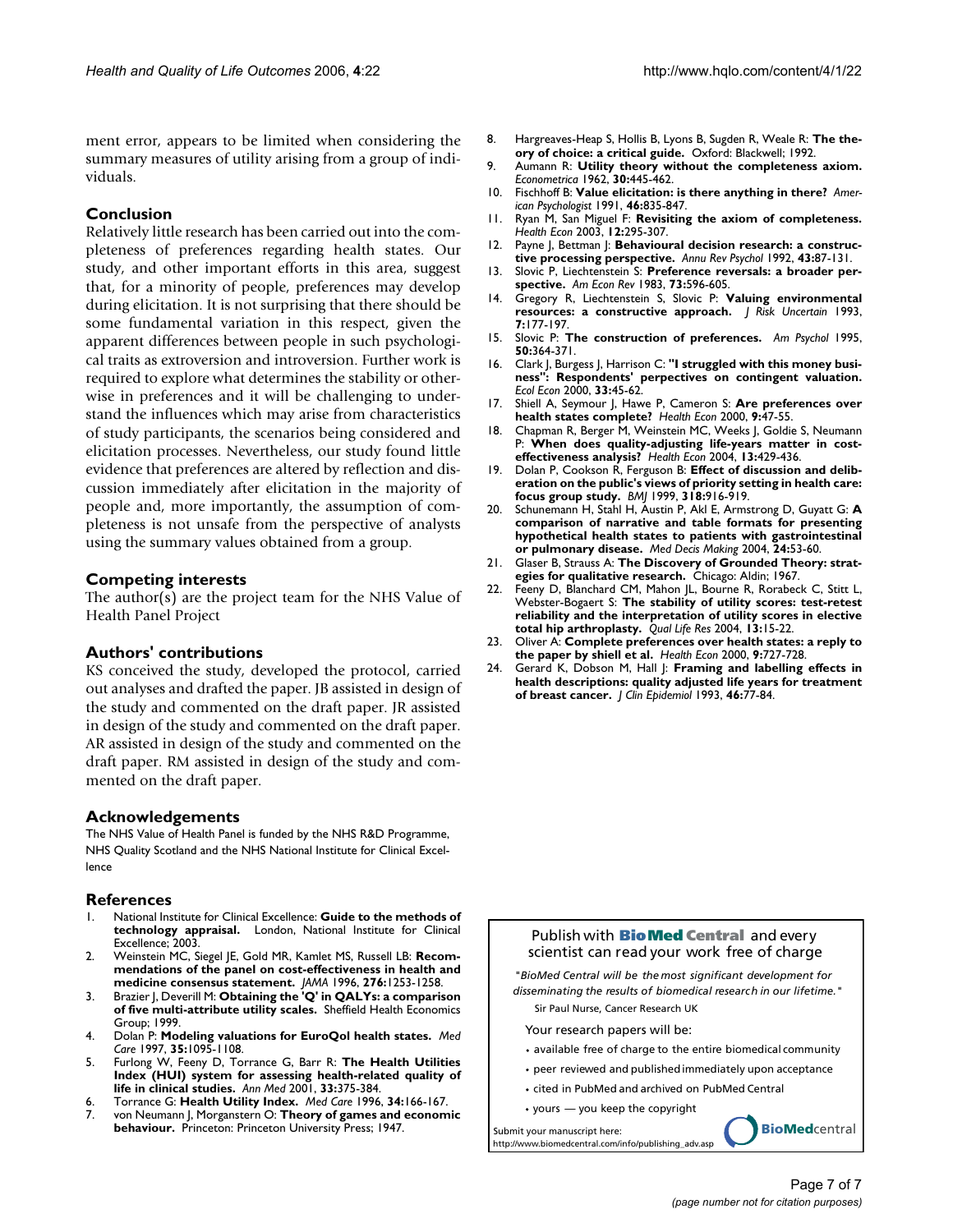ment error, appears to be limited when considering the summary measures of utility arising from a group of individuals.

## Conclusion

Relatively little research has been carried out into the completeness of preferences regarding health states. Our study, and other important efforts in this area, suggest that, for a minority of people, preferences may develop during elicitation. It is not surprising that there should be some fundamental variation in this respect, given the apparent differences between people in such psychological traits as extroversion and introversion. Further work is required to explore what determines the stability or otherwise in preferences and it will be challenging to understand the influences which may arise from characteristics of study participants, the scenarios being considered and elicitation processes. Nevertheless, our study found little evidence that preferences are altered by reflection and discussion immediately after elicitation in the majority of people and, more importantly, the assumption of completeness is not unsafe from the perspective of analysts using the summary values obtained from a group.

## Competing interests

The author(s) are the project team for the NHS Value of Health Panel Project

## Authors' contributions

KS conceived the study, developed the protocol, carried out analyses and drafted the paper. JB assisted in design of the study and commented on the draft paper. JR assisted in design of the study and commented on the draft paper. AR assisted in design of the study and commented on the draft paper. RM assisted in design of the study and commented on the draft paper.

## Acknowledgements

The NHS Value of Health Panel is funded by the NHS R&D Programme, NHS Quality Scotland and the NHS National Institute for Clinical Excellence

## References

1. National Institute for Clinical Excellence: **Guide to the methods of technology appraisal.** London, National Institute for Clinical Excellence; 2003.
2. Weinstein MC, Siegel JE, Gold MR, Kamlet MS, Russell LB: **Recommendations of the panel on cost-effectiveness in health and medicine consensus statement.** *JAMA* 1996, **276:**1253-1258.
3. Brazier J, Deverill M: **Obtaining the 'Q' in QALYs: a comparison of five multi-attribute utility scales.** Sheffield Health Economics Group; 1999.
4. Dolan P: **Modeling valuations for EuroQol health states.** *Med Care* 1997, **35:**1095-1108.
5. Furlong W, Feeny D, Torrance G, Barr R: **The Health Utilities Index (HUI) system for assessing health-related quality of life in clinical studies.** *Ann Med* 2001, **33:**375-384.
6. Torrance G: **Health Utility Index.** *Med Care* 1996, **34:**166-167.
7. von Neumann J, Morganstern O: **Theory of games and economic behaviour.** Princeton: Princeton University Press; 1947.
8. Hargreaves-Heap S, Hollis B, Lyons B, Sugden R, Weale R: **The theory of choice: a critical guide.** Oxford: Blackwell; 1992.
9. Aumann R: **Utility theory without the completeness axiom.** *Econometrica* 1962, **30:**445-462.
10. Fischhoff B: **Value elicitation: is there anything in there?** *American Psychologist* 1991, **46:**835-847.
11. Ryan M, San Miguel F: **Revisiting the axiom of completeness.** *Health Econ* 2003, **12:**295-307.
12. Payne J, Bettman J: **Behavioural decision research: a constructive processing perspective.** *Annu Rev Psychol* 1992, **43:**87-131.
13. Slovic P, Liechtenstein S: **Preference reversals: a broader perspective.** *Am Econ Rev* 1983, **73:**596-605.
14. Gregory R, Liechtenstein S, Slovic P: **Valuing environmental resources: a constructive approach.** *J Risk Uncertain* 1993, **7:**177-197.
15. Slovic P: **The construction of preferences.** *Am Psychol* 1995, **50:**364-371.
16. Clark J, Burgess J, Harrison C: **"I struggled with this money business": Respondents' perpectives on contingent valuation.** *Ecol Econ* 2000, **33:**45-62.
17. Shiell A, Seymour J, Hawe P, Cameron S: **Are preferences over health states complete?** *Health Econ* 2000, **9:**47-55.
18. Chapman R, Berger M, Weinstein MC, Weeks J, Goldie S, Neumann P: **When does quality-adjusting life-years matter in cost-effectiveness analysis?** *Health Econ* 2004, **13:**429-436.
19. Dolan P, Cookson R, Ferguson B: **Effect of discussion and deliberation on the public's views of priority setting in health care: focus group study.** *BMJ* 1999, **318:**916-919.
20. Schunemann H, Stahl H, Austin P, Akl E, Armstrong D, Guyatt G: **A comparison of narrative and table formats for presenting hypothetical health states to patients with gastrointestinal or pulmonary disease.** *Med Decis Making* 2004, **24:**53-60.
21. Glaser B, Strauss A: **The Discovery of Grounded Theory: strategies for qualitative research.** Chicago: Aldin; 1967.
22. Feeny D, Blanchard CM, Mahon JL, Bourne R, Rorabeck C, Stitt L, Webster-Bogaert S: **The stability of utility scores: test-retest reliability and the interpretation of utility scores in elective total hip arthroplasty.** *Qual Life Res* 2004, **13:**15-22.
23. Oliver A: **Complete preferences over health states: a reply to the paper by shiell et al.** *Health Econ* 2000, **9:**727-728.
24. Gerard K, Dobson M, Hall J: **Framing and labelling effects in health descriptions: quality adjusted life years for treatment of breast cancer.** *J Clin Epidemiol* 1993, **46:**77-84.

Publish with **BioMed Central** and every scientist can read your work free of charge

*"BioMed Central will be the most significant development for disseminating the results of biomedical research in our lifetime."*

Sir Paul Nurse, Cancer Research UK

Your research papers will be:

- available free of charge to the entire biomedical community
- peer reviewed and published immediately upon acceptance
- cited in PubMed and archived on PubMed Central
- yours — you keep the copyright

Submit your manuscript here:
http://www.biomedcentral.com/info/publishing_adv.asp

BioMedcentral